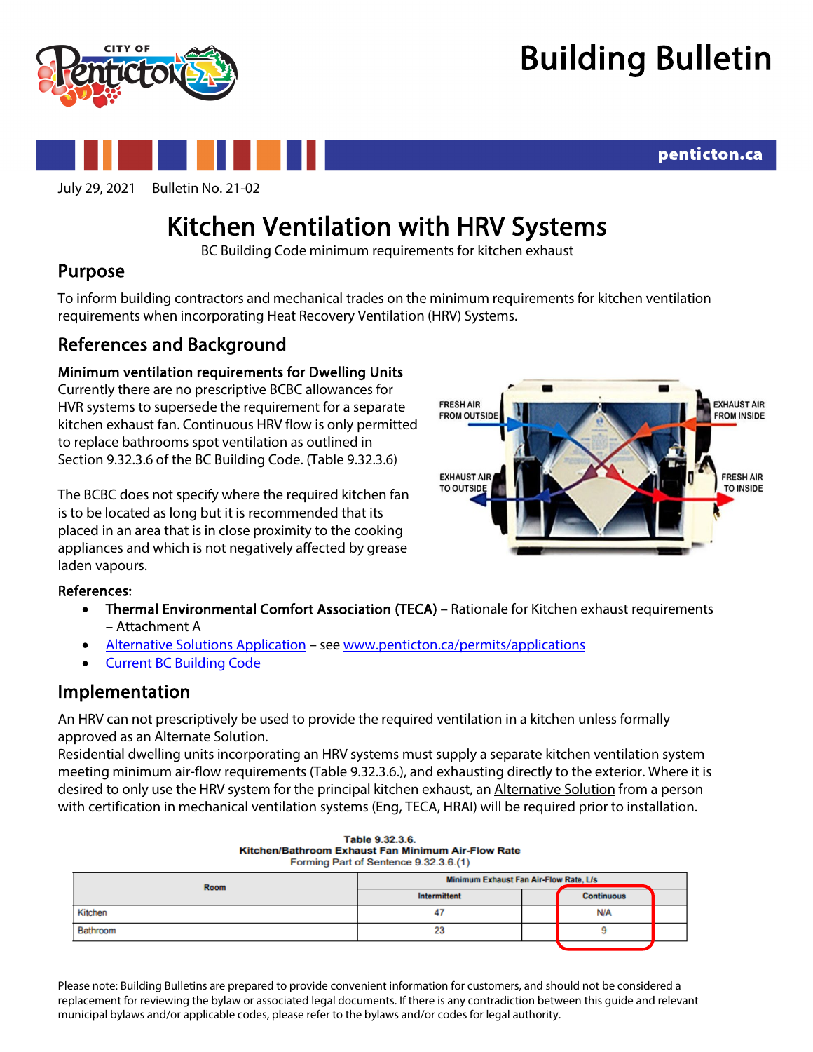# Building Bulletin

penticton.ca

July 29, 2021 Bulletin No. 21-02

# Kitchen Ventilation with HRV Systems

BC Building Code minimum requirements for kitchen exhaust

## Purpose

To inform building contractors and mechanical trades on the minimum requirements for kitchen ventilation requirements when incorporating Heat Recovery Ventilation (HRV) Systems.

## References and Background

**Minimum ventilation requirements for Dwelling Units**
Currently there are no prescriptive BCBC allowances for HVR systems to supersede the requirement for a separate kitchen exhaust fan. Continuous HRV flow is only permitted to replace bathrooms spot ventilation as outlined in Section 9.32.3.6 of the BC Building Code. (Table 9.32.3.6)

The BCBC does not specify where the required kitchen fan is to be located as long but it is recommended that its placed in an area that is in close proximity to the cooking appliances and which is not negatively affected by grease laden vapours.

**References:**

- **Thermal Environmental Comfort Association (TECA)** – Rationale for Kitchen exhaust requirements – Attachment A
- Alternative Solutions Application – see www.penticton.ca/permits/applications
- Current BC Building Code

## Implementation

An HRV can not prescriptively be used to provide the required ventilation in a kitchen unless formally approved as an Alternate Solution.
Residential dwelling units incorporating an HRV systems must supply a separate kitchen ventilation system meeting minimum air-flow requirements (Table 9.32.3.6.), and exhausting directly to the exterior. Where it is desired to only use the HRV system for the principal kitchen exhaust, an Alternative Solution from a person with certification in mechanical ventilation systems (Eng, TECA, HRAI) will be required prior to installation.

**Table 9.32.3.6.**
**Kitchen/Bathroom Exhaust Fan Minimum Air-Flow Rate**
Forming Part of Sentence 9.32.3.6.(1)

| Room | Minimum Exhaust Fan Air-Flow Rate, L/s | |
|---|---|---|
| | Intermittent | Continuous |
| Kitchen | 47 | N/A |
| Bathroom | 23 | 9 |

Please note: Building Bulletins are prepared to provide convenient information for customers, and should not be considered a replacement for reviewing the bylaw or associated legal documents. If there is any contradiction between this guide and relevant municipal bylaws and/or applicable codes, please refer to the bylaws and/or codes for legal authority.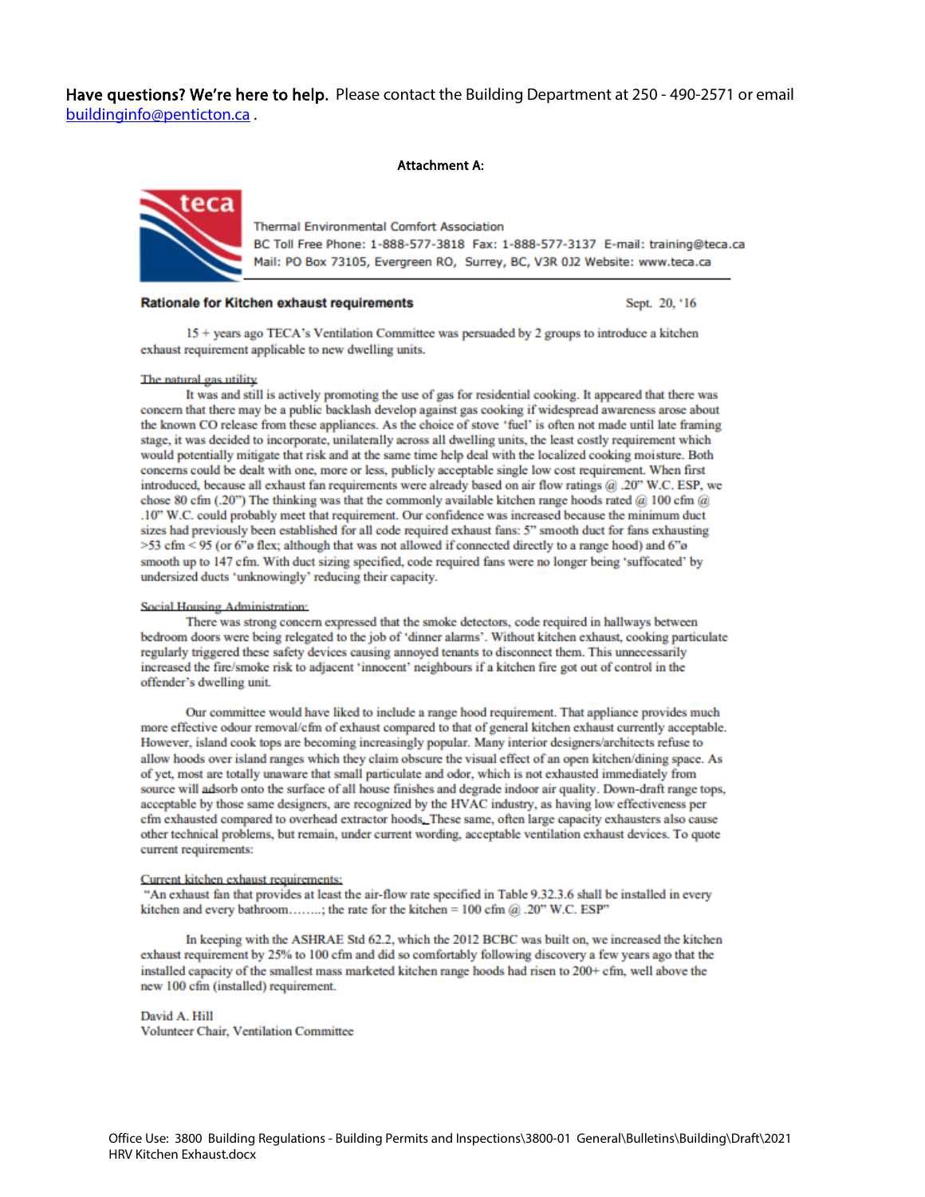**Have questions? We're here to help.** Please contact the Building Department at 250 - 490-2571 or email buildinginfo@penticton.ca .

**Attachment A:**

teca

Thermal Environmental Comfort Association
BC Toll Free Phone: 1-888-577-3818 Fax: 1-888-577-3137 E-mail: training@teca.ca
Mail: PO Box 73105, Evergreen RO, Surrey, BC, V3R 0J2 Website: www.teca.ca

**Rationale for Kitchen exhaust requirements** Sept. 20, '16

15 + years ago TECA's Ventilation Committee was persuaded by 2 groups to introduce a kitchen exhaust requirement applicable to new dwelling units.

The natural gas utility

It was and still is actively promoting the use of gas for residential cooking. It appeared that there was concern that there may be a public backlash develop against gas cooking if widespread awareness arose about the known CO release from these appliances. As the choice of stove 'fuel' is often not made until late framing stage, it was decided to incorporate, unilaterally across all dwelling units, the least costly requirement which would potentially mitigate that risk and at the same time help deal with the localized cooking moisture. Both concerns could be dealt with one, more or less, publicly acceptable single low cost requirement. When first introduced, because all exhaust fan requirements were already based on air flow ratings @ .20" W.C. ESP, we chose 80 cfm (.20") The thinking was that the commonly available kitchen range hoods rated @ 100 cfm @ .10" W.C. could probably meet that requirement. Our confidence was increased because the minimum duct sizes had previously been established for all code required exhaust fans: 5" smooth duct for fans exhausting >53 cfm < 95 (or 6"ø flex; although that was not allowed if connected directly to a range hood) and 6"ø smooth up to 147 cfm. With duct sizing specified, code required fans were no longer being 'suffocated' by undersized ducts 'unknowingly' reducing their capacity.

Social Housing Administration:

There was strong concern expressed that the smoke detectors, code required in hallways between bedroom doors were being relegated to the job of 'dinner alarms'. Without kitchen exhaust, cooking particulate regularly triggered these safety devices causing annoyed tenants to disconnect them. This unnecessarily increased the fire/smoke risk to adjacent 'innocent' neighbours if a kitchen fire got out of control in the offender's dwelling unit.

Our committee would have liked to include a range hood requirement. That appliance provides much more effective odour removal/cfm of exhaust compared to that of general kitchen exhaust currently acceptable. However, island cook tops are becoming increasingly popular. Many interior designers/architects refuse to allow hoods over island ranges which they claim obscure the visual effect of an open kitchen/dining space. As of yet, most are totally unaware that small particulate and odor, which is not exhausted immediately from source will adsorb onto the surface of all house finishes and degrade indoor air quality. Down-draft range tops, acceptable by those same designers, are recognized by the HVAC industry, as having low effectiveness per cfm exhausted compared to overhead extractor hoods. These same, often large capacity exhausters also cause other technical problems, but remain, under current wording, acceptable ventilation exhaust devices. To quote current requirements:

Current kitchen exhaust requirements:

"An exhaust fan that provides at least the air-flow rate specified in Table 9.32.3.6 shall be installed in every kitchen and every bathroom……..; the rate for the kitchen = 100 cfm @ .20" W.C. ESP"

In keeping with the ASHRAE Std 62.2, which the 2012 BCBC was built on, we increased the kitchen exhaust requirement by 25% to 100 cfm and did so comfortably following discovery a few years ago that the installed capacity of the smallest mass marketed kitchen range hoods had risen to 200+ cfm, well above the new 100 cfm (installed) requirement.

David A. Hill
Volunteer Chair, Ventilation Committee

Office Use: 3800 Building Regulations - Building Permits and Inspections\3800-01 General\Bulletins\Building\Draft\2021 HRV Kitchen Exhaust.docx